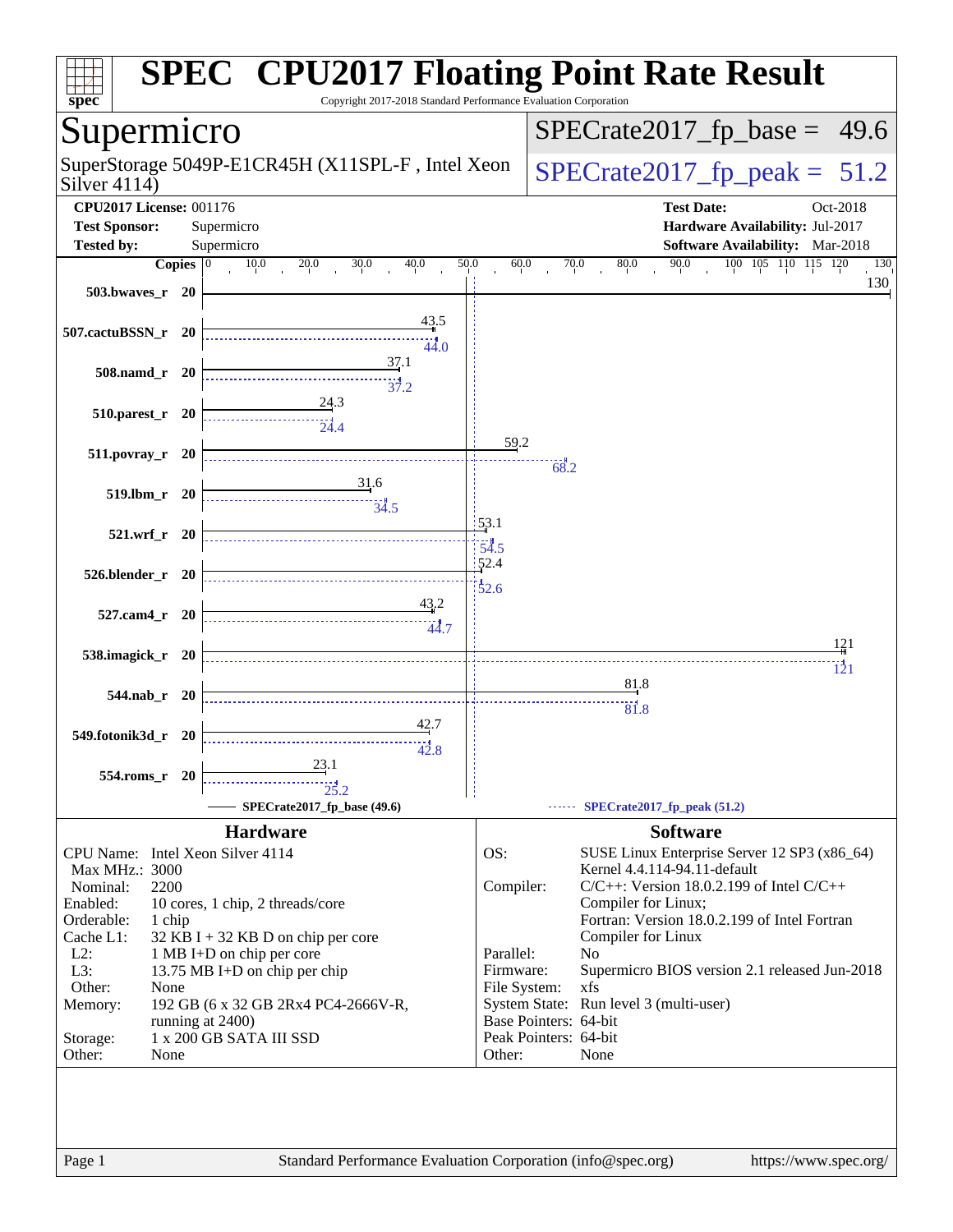# SPEC CPU2017 Floating Point Rate Result

Copyright 2017-2018 Standard Performance Evaluation Corporation

## Supermicro

SuperStorage 5049P-E1CR45H (X11SPL-F , Intel Xeon Silver 4114)

SPECrate2017_fp_base = 49.6

SPECrate2017_fp_peak = 51.2

**CPU2017 License:** 001176
**Test Sponsor:** Supermicro
**Tested by:** Supermicro

**Test Date:** Oct-2018
**Hardware Availability:** Jul-2017
**Software Availability:** Mar-2018

| Benchmark | Copies | Base | Peak |
|---|---|---|---|
| 503.bwaves_r | 20 | 130 | |
| 507.cactuBSSN_r | 20 | 43.5 | 44.0 |
| 508.namd_r | 20 | 37.1 | 37.2 |
| 510.parest_r | 20 | 24.3 | 24.4 |
| 511.povray_r | 20 | 59.2 | 68.2 |
| 519.lbm_r | 20 | 31.6 | 34.5 |
| 521.wrf_r | 20 | 53.1 | 54.5 |
| 526.blender_r | 20 | 52.4 | 52.6 |
| 527.cam4_r | 20 | 43.2 | 44.7 |
| 538.imagick_r | 20 | 121 | 121 |
| 544.nab_r | 20 | 81.8 | 81.8 |
| 549.fotonik3d_r | 20 | 42.7 | 42.8 |
| 554.roms_r | 20 | 23.1 | 25.2 |

SPECrate2017_fp_base (49.6) — SPECrate2017_fp_peak (51.2)

### Hardware

| | |
|---|---|
| CPU Name: | Intel Xeon Silver 4114 |
| Max MHz.: | 3000 |
| Nominal: | 2200 |
| Enabled: | 10 cores, 1 chip, 2 threads/core |
| Orderable: | 1 chip |
| Cache L1: | 32 KB I + 32 KB D on chip per core |
| L2: | 1 MB I+D on chip per core |
| L3: | 13.75 MB I+D on chip per chip |
| Other: | None |
| Memory: | 192 GB (6 x 32 GB 2Rx4 PC4-2666V-R, running at 2400) |
| Storage: | 1 x 200 GB SATA III SSD |
| Other: | None |

### Software

| | |
|---|---|
| OS: | SUSE Linux Enterprise Server 12 SP3 (x86_64) Kernel 4.4.114-94.11-default |
| Compiler: | C/C++: Version 18.0.2.199 of Intel C/C++ Compiler for Linux; Fortran: Version 18.0.2.199 of Intel Fortran Compiler for Linux |
| Parallel: | No |
| Firmware: | Supermicro BIOS version 2.1 released Jun-2018 |
| File System: | xfs |
| System State: | Run level 3 (multi-user) |
| Base Pointers: | 64-bit |
| Peak Pointers: | 64-bit |
| Other: | None |

Standard Performance Evaluation Corporation (info@spec.org) https://www.spec.org/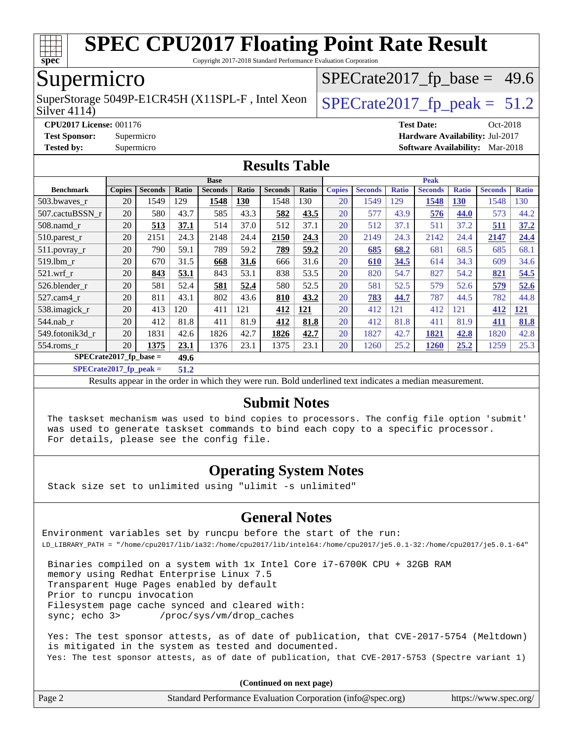# SPEC CPU2017 Floating Point Rate Result

Copyright 2017-2018 Standard Performance Evaluation Corporation

## Supermicro

SuperStorage 5049P-E1CR45H (X11SPL-F , Intel Xeon Silver 4114)

SPECrate2017_fp_base = 49.6

SPECrate2017_fp_peak = 51.2

**CPU2017 License:** 001176
**Test Sponsor:** Supermicro
**Tested by:** Supermicro

**Test Date:** Oct-2018
**Hardware Availability:** Jul-2017
**Software Availability:** Mar-2018

## Results Table

| Benchmark | Base | | | | | | | Peak | | | | | | |
|---|---|---|---|---|---|---|---|---|---|---|---|---|---|---|
| | Copies | Seconds | Ratio | Seconds | Ratio | Seconds | Ratio | Copies | Seconds | Ratio | Seconds | Ratio | Seconds | Ratio |
| 503.bwaves_r | 20 | 1549 | 129 | **1548** | **130** | 1548 | 130 | 20 | 1549 | 129 | **1548** | **130** | 1548 | 130 |
| 507.cactuBSSN_r | 20 | 580 | 43.7 | 585 | 43.3 | **582** | **43.5** | 20 | 577 | 43.9 | **576** | **44.0** | 573 | 44.2 |
| 508.namd_r | 20 | **513** | **37.1** | 514 | 37.0 | 512 | 37.1 | 20 | 512 | 37.1 | 511 | 37.2 | **511** | **37.2** |
| 510.parest_r | 20 | 2151 | 24.3 | 2148 | 24.4 | **2150** | **24.3** | 20 | 2149 | 24.3 | 2142 | 24.4 | **2147** | **24.4** |
| 511.povray_r | 20 | 790 | 59.1 | 789 | 59.2 | **789** | **59.2** | 20 | **685** | **68.2** | 681 | 68.5 | 685 | 68.1 |
| 519.lbm_r | 20 | 670 | 31.5 | **668** | **31.6** | 666 | 31.6 | 20 | **610** | **34.5** | 614 | 34.3 | 609 | 34.6 |
| 521.wrf_r | 20 | **843** | **53.1** | 843 | 53.1 | 838 | 53.5 | 20 | 820 | 54.7 | 827 | 54.2 | **821** | **54.5** |
| 526.blender_r | 20 | 581 | 52.4 | **581** | **52.4** | 580 | 52.5 | 20 | 581 | 52.5 | 579 | 52.6 | **579** | **52.6** |
| 527.cam4_r | 20 | 811 | 43.1 | 802 | 43.6 | **810** | **43.2** | 20 | **783** | **44.7** | 787 | 44.5 | 782 | 44.8 |
| 538.imagick_r | 20 | 413 | 120 | 411 | 121 | **412** | **121** | 20 | 412 | 121 | 412 | 121 | **412** | **121** |
| 544.nab_r | 20 | 412 | 81.8 | 411 | 81.9 | **412** | **81.8** | 20 | 412 | 81.8 | 411 | 81.9 | **411** | **81.8** |
| 549.fotonik3d_r | 20 | 1831 | 42.6 | 1826 | 42.7 | **1826** | **42.7** | 20 | 1827 | 42.7 | **1821** | **42.8** | 1820 | 42.8 |
| 554.roms_r | 20 | **1375** | **23.1** | 1376 | 23.1 | 1375 | 23.1 | 20 | 1260 | 25.2 | **1260** | **25.2** | 1259 | 25.3 |

**SPECrate2017_fp_base = 49.6**

**SPECrate2017_fp_peak = 51.2**

Results appear in the order in which they were run. Bold underlined text indicates a median measurement.

## Submit Notes

```
The taskset mechanism was used to bind copies to processors. The config file option 'submit'
was used to generate taskset commands to bind each copy to a specific processor.
For details, please see the config file.
```

## Operating System Notes

```
Stack size set to unlimited using "ulimit -s unlimited"
```

## General Notes

```
Environment variables set by runcpu before the start of the run:
LD_LIBRARY_PATH = "/home/cpu2017/lib/ia32:/home/cpu2017/lib/intel64:/home/cpu2017/je5.0.1-32:/home/cpu2017/je5.0.1-64"

 Binaries compiled on a system with 1x Intel Core i7-6700K CPU + 32GB RAM
 memory using Redhat Enterprise Linux 7.5
 Transparent Huge Pages enabled by default
 Prior to runcpu invocation
 Filesystem page cache synced and cleared with:
 sync; echo 3>       /proc/sys/vm/drop_caches

 Yes: The test sponsor attests, as of date of publication, that CVE-2017-5754 (Meltdown)
 is mitigated in the system as tested and documented.
 Yes: The test sponsor attests, as of date of publication, that CVE-2017-5753 (Spectre variant 1)
```

**(Continued on next page)**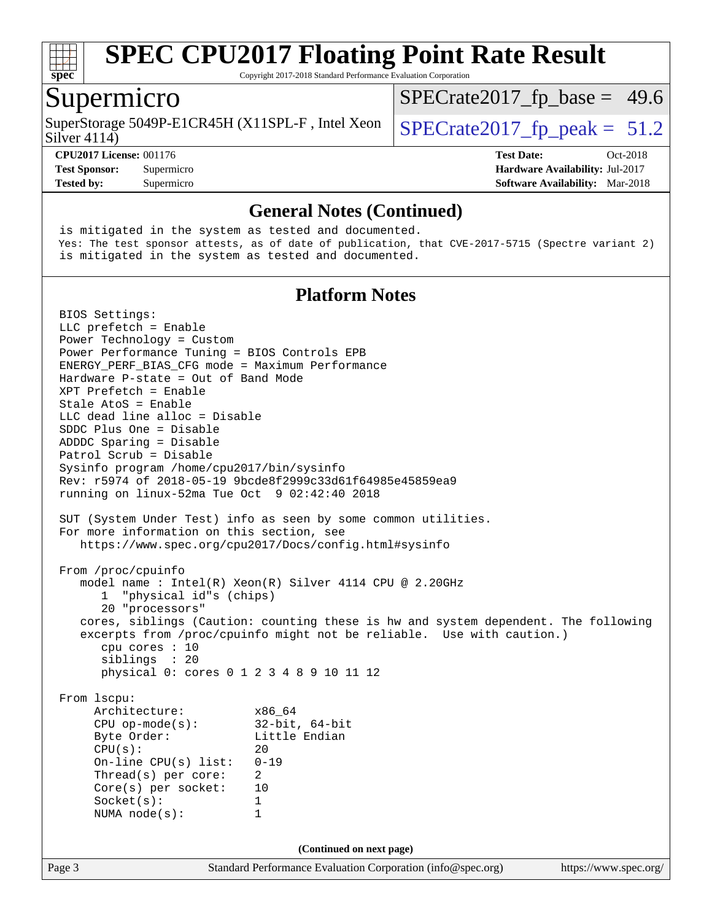## General Notes (Continued)

```
is mitigated in the system as tested and documented.
Yes: The test sponsor attests, as of date of publication, that CVE-2017-5715 (Spectre variant 2)
is mitigated in the system as tested and documented.
```

## Platform Notes

```
BIOS Settings:
LLC prefetch = Enable
Power Technology = Custom
Power Performance Tuning = BIOS Controls EPB
ENERGY_PERF_BIAS_CFG mode = Maximum Performance
Hardware P-state = Out of Band Mode
XPT Prefetch = Enable
Stale AtoS = Enable
LLC dead line alloc = Disable
SDDC Plus One = Disable
ADDDC Sparing = Disable
Patrol Scrub = Disable
Sysinfo program /home/cpu2017/bin/sysinfo
Rev: r5974 of 2018-05-19 9bcde8f2999c33d61f64985e45859ea9
running on linux-52ma Tue Oct  9 02:42:40 2018

SUT (System Under Test) info as seen by some common utilities.
For more information on this section, see
   https://www.spec.org/cpu2017/Docs/config.html#sysinfo

From /proc/cpuinfo
   model name : Intel(R) Xeon(R) Silver 4114 CPU @ 2.20GHz
      1  "physical id"s (chips)
      20 "processors"
   cores, siblings (Caution: counting these is hw and system dependent. The following
   excerpts from /proc/cpuinfo might not be reliable.  Use with caution.)
      cpu cores : 10
      siblings  : 20
      physical 0: cores 0 1 2 3 4 8 9 10 11 12

From lscpu:
     Architecture:          x86_64
     CPU op-mode(s):        32-bit, 64-bit
     Byte Order:            Little Endian
     CPU(s):                20
     On-line CPU(s) list:   0-19
     Thread(s) per core:    2
     Core(s) per socket:    10
     Socket(s):             1
     NUMA node(s):          1
```

(Continued on next page)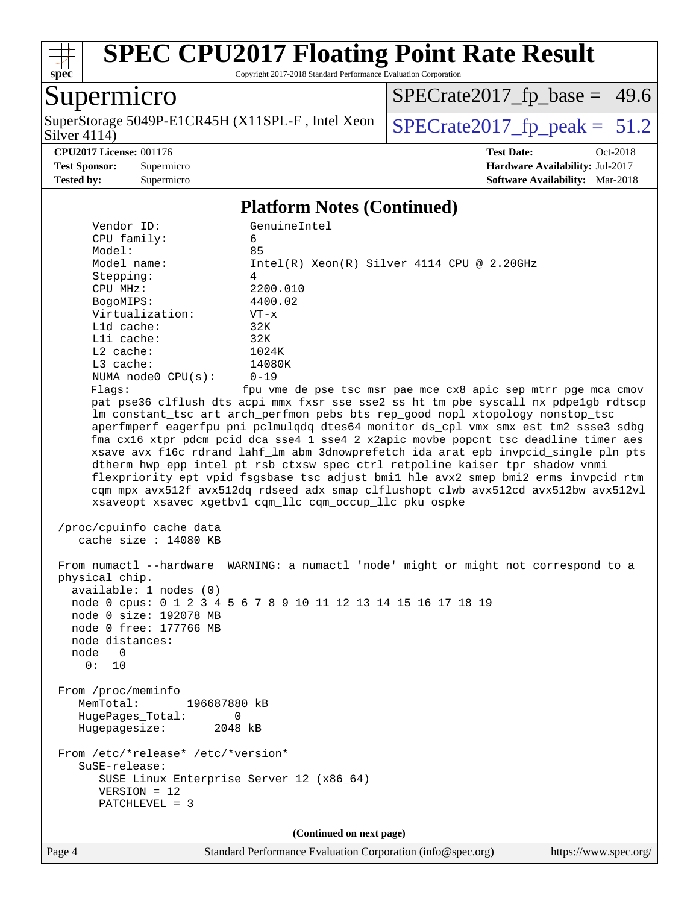## Platform Notes (Continued)

```
    Vendor ID:               GenuineIntel
    CPU family:              6
    Model:                   85
    Model name:              Intel(R) Xeon(R) Silver 4114 CPU @ 2.20GHz
    Stepping:                4
    CPU MHz:                 2200.010
    BogoMIPS:                4400.02
    Virtualization:          VT-x
    L1d cache:               32K
    L1i cache:               32K
    L2 cache:                1024K
    L3 cache:                14080K
    NUMA node0 CPU(s):       0-19
    Flags:                   fpu vme de pse tsc msr pae mce cx8 apic sep mtrr pge mca cmov
    pat pse36 clflush dts acpi mmx fxsr sse sse2 ss ht tm pbe syscall nx pdpe1gb rdtscp
    lm constant_tsc art arch_perfmon pebs bts rep_good nopl xtopology nonstop_tsc
    aperfmperf eagerfpu pni pclmulqdq dtes64 monitor ds_cpl vmx smx est tm2 ssse3 sdbg
    fma cx16 xtpr pdcm pcid dca sse4_1 sse4_2 x2apic movbe popcnt tsc_deadline_timer aes
    xsave avx f16c rdrand lahf_lm abm 3dnowprefetch ida arat epb invpcid_single pln pts
    dtherm hwp_epp intel_pt rsb_ctxsw spec_ctrl retpoline kaiser tpr_shadow vnmi
    flexpriority ept vpid fsgsbase tsc_adjust bmi1 hle avx2 smep bmi2 erms invpcid rtm
    cqm mpx avx512f avx512dq rdseed adx smap clflushopt clwb avx512cd avx512bw avx512vl
    xsaveopt xsavec xgetbv1 cqm_llc cqm_occup_llc pku ospke

 /proc/cpuinfo cache data
    cache size : 14080 KB

 From numactl --hardware  WARNING: a numactl 'node' might or might not correspond to a
 physical chip.
   available: 1 nodes (0)
   node 0 cpus: 0 1 2 3 4 5 6 7 8 9 10 11 12 13 14 15 16 17 18 19
   node 0 size: 192078 MB
   node 0 free: 177766 MB
   node distances:
   node   0
     0:  10

 From /proc/meminfo
    MemTotal:       196687880 kB
    HugePages_Total:       0
    Hugepagesize:       2048 kB

 From /etc/*release* /etc/*version*
    SuSE-release:
       SUSE Linux Enterprise Server 12 (x86_64)
       VERSION = 12
       PATCHLEVEL = 3
```

(Continued on next page)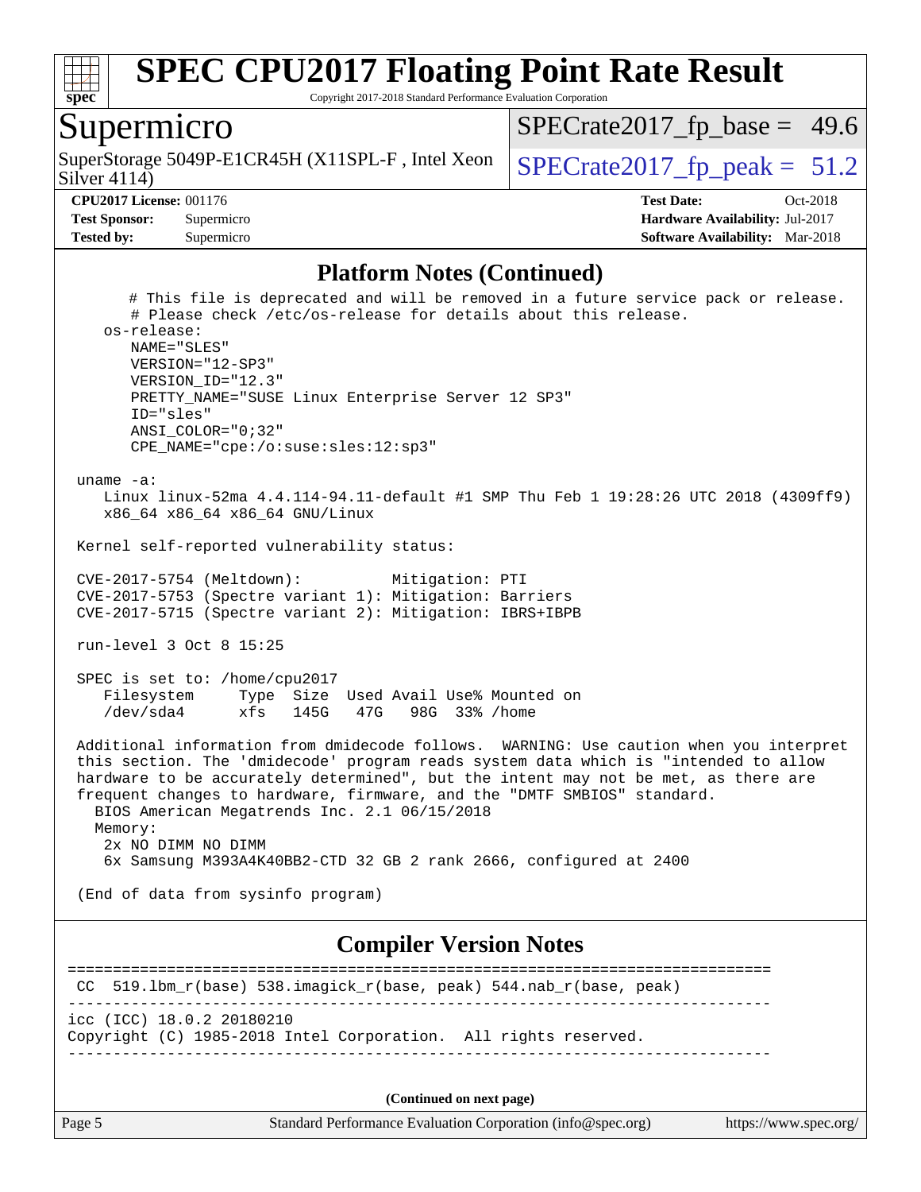# SPEC CPU2017 Floating Point Rate Result

Copyright 2017-2018 Standard Performance Evaluation Corporation

## Supermicro

SuperStorage 5049P-E1CR45H (X11SPL-F , Intel Xeon Silver 4114)

SPECrate2017_fp_base = 49.6

SPECrate2017_fp_peak = 51.2

**CPU2017 License:** 001176
**Test Sponsor:** Supermicro
**Tested by:** Supermicro

**Test Date:** Oct-2018
**Hardware Availability:** Jul-2017
**Software Availability:** Mar-2018

## Platform Notes (Continued)

```
      # This file is deprecated and will be removed in a future service pack or release.
      # Please check /etc/os-release for details about this release.
   os-release:
      NAME="SLES"
      VERSION="12-SP3"
      VERSION_ID="12.3"
      PRETTY_NAME="SUSE Linux Enterprise Server 12 SP3"
      ID="sles"
      ANSI_COLOR="0;32"
      CPE_NAME="cpe:/o:suse:sles:12:sp3"

 uname -a:
    Linux linux-52ma 4.4.114-94.11-default #1 SMP Thu Feb 1 19:28:26 UTC 2018 (4309ff9)
    x86_64 x86_64 x86_64 GNU/Linux

 Kernel self-reported vulnerability status:

 CVE-2017-5754 (Meltdown):          Mitigation: PTI
 CVE-2017-5753 (Spectre variant 1): Mitigation: Barriers
 CVE-2017-5715 (Spectre variant 2): Mitigation: IBRS+IBPB

 run-level 3 Oct 8 15:25

 SPEC is set to: /home/cpu2017
    Filesystem     Type  Size  Used Avail Use% Mounted on
    /dev/sda4      xfs   145G   47G   98G  33% /home

 Additional information from dmidecode follows.  WARNING: Use caution when you interpret
 this section. The 'dmidecode' program reads system data which is "intended to allow
 hardware to be accurately determined", but the intent may not be met, as there are
 frequent changes to hardware, firmware, and the "DMTF SMBIOS" standard.
   BIOS American Megatrends Inc. 2.1 06/15/2018
   Memory:
    2x NO DIMM NO DIMM
    6x Samsung M393A4K40BB2-CTD 32 GB 2 rank 2666, configured at 2400

 (End of data from sysinfo program)
```

## Compiler Version Notes

```
==============================================================================
 CC  519.lbm_r(base) 538.imagick_r(base, peak) 544.nab_r(base, peak)
------------------------------------------------------------------------------
icc (ICC) 18.0.2 20180210
Copyright (C) 1985-2018 Intel Corporation.  All rights reserved.
------------------------------------------------------------------------------
```

(Continued on next page)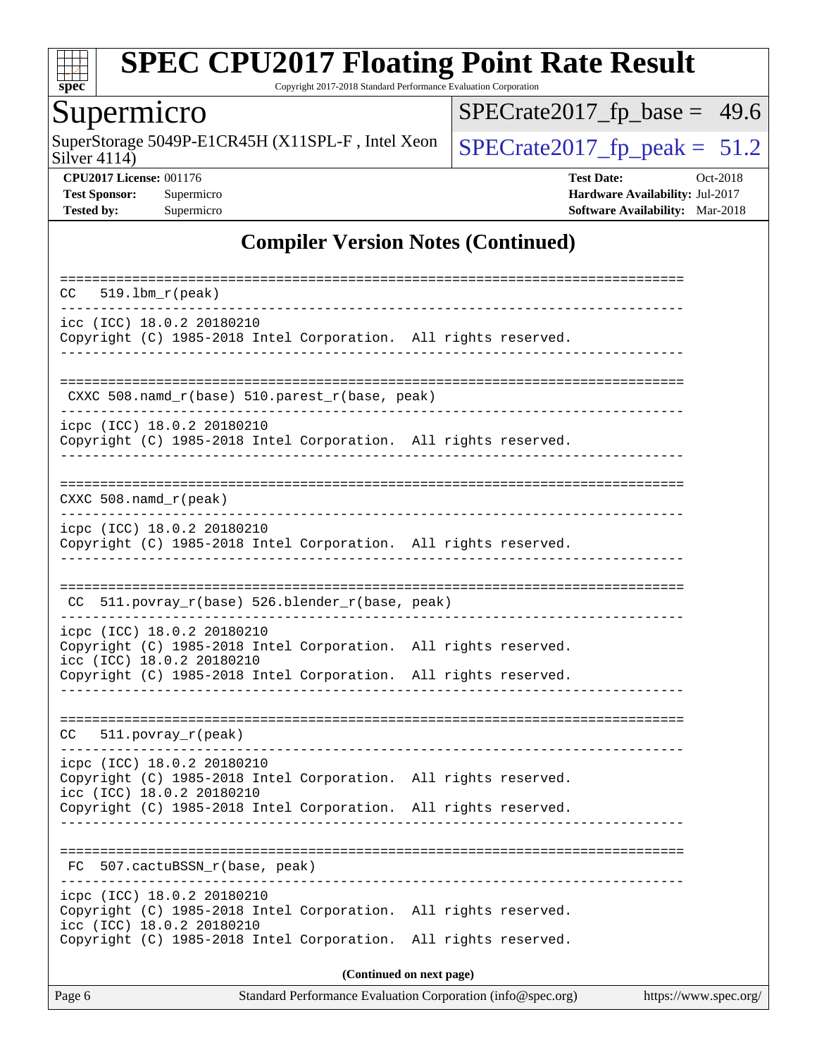## Compiler Version Notes (Continued)

```
==============================================================================
CC  519.lbm_r(peak)
------------------------------------------------------------------------------
icc (ICC) 18.0.2 20180210
Copyright (C) 1985-2018 Intel Corporation.  All rights reserved.
------------------------------------------------------------------------------

==============================================================================
CXXC 508.namd_r(base) 510.parest_r(base, peak)
------------------------------------------------------------------------------
icpc (ICC) 18.0.2 20180210
Copyright (C) 1985-2018 Intel Corporation.  All rights reserved.
------------------------------------------------------------------------------

==============================================================================
CXXC 508.namd_r(peak)
------------------------------------------------------------------------------
icpc (ICC) 18.0.2 20180210
Copyright (C) 1985-2018 Intel Corporation.  All rights reserved.
------------------------------------------------------------------------------

==============================================================================
CC  511.povray_r(base) 526.blender_r(base, peak)
------------------------------------------------------------------------------
icpc (ICC) 18.0.2 20180210
Copyright (C) 1985-2018 Intel Corporation.  All rights reserved.
icc (ICC) 18.0.2 20180210
Copyright (C) 1985-2018 Intel Corporation.  All rights reserved.
------------------------------------------------------------------------------

==============================================================================
CC  511.povray_r(peak)
------------------------------------------------------------------------------
icpc (ICC) 18.0.2 20180210
Copyright (C) 1985-2018 Intel Corporation.  All rights reserved.
icc (ICC) 18.0.2 20180210
Copyright (C) 1985-2018 Intel Corporation.  All rights reserved.
------------------------------------------------------------------------------

==============================================================================
FC  507.cactuBSSN_r(base, peak)
------------------------------------------------------------------------------
icpc (ICC) 18.0.2 20180210
Copyright (C) 1985-2018 Intel Corporation.  All rights reserved.
icc (ICC) 18.0.2 20180210
Copyright (C) 1985-2018 Intel Corporation.  All rights reserved.
```

**(Continued on next page)**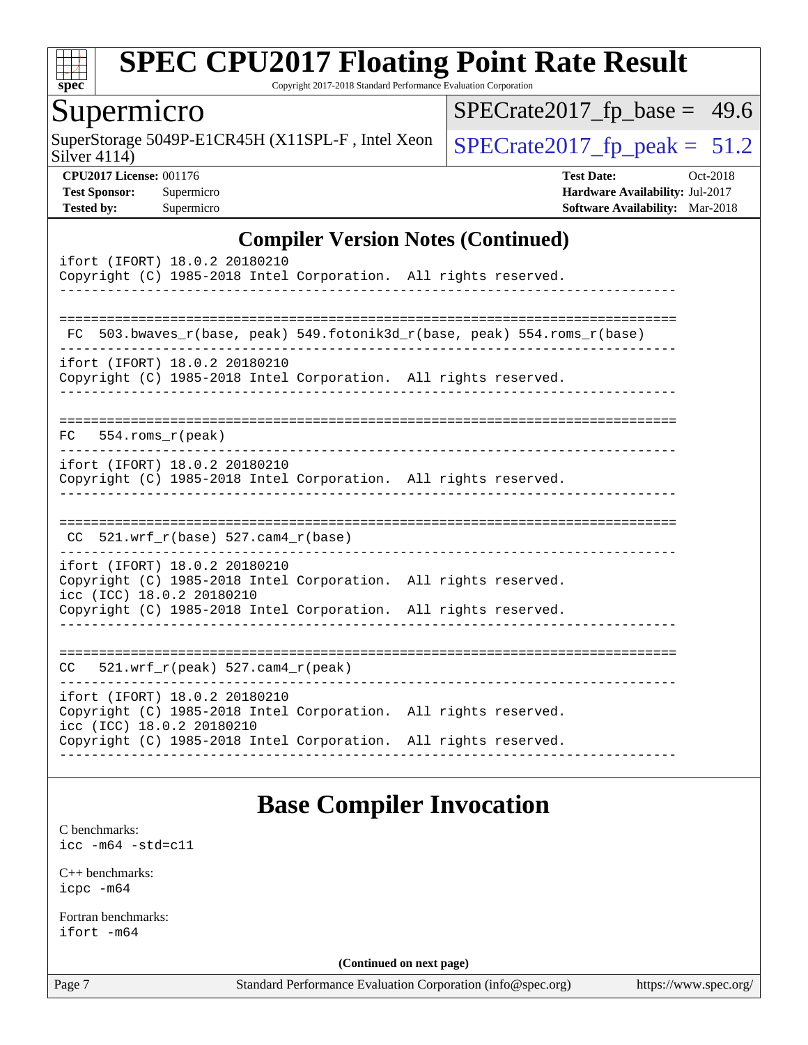## Compiler Version Notes (Continued)

```
ifort (IFORT) 18.0.2 20180210
Copyright (C) 1985-2018 Intel Corporation.  All rights reserved.
------------------------------------------------------------------------------

==============================================================================
 FC  503.bwaves_r(base, peak) 549.fotonik3d_r(base, peak) 554.roms_r(base)
------------------------------------------------------------------------------
ifort (IFORT) 18.0.2 20180210
Copyright (C) 1985-2018 Intel Corporation.  All rights reserved.
------------------------------------------------------------------------------

==============================================================================
FC   554.roms_r(peak)
------------------------------------------------------------------------------
ifort (IFORT) 18.0.2 20180210
Copyright (C) 1985-2018 Intel Corporation.  All rights reserved.
------------------------------------------------------------------------------

==============================================================================
 CC  521.wrf_r(base) 527.cam4_r(base)
------------------------------------------------------------------------------
ifort (IFORT) 18.0.2 20180210
Copyright (C) 1985-2018 Intel Corporation.  All rights reserved.
icc (ICC) 18.0.2 20180210
Copyright (C) 1985-2018 Intel Corporation.  All rights reserved.
------------------------------------------------------------------------------

==============================================================================
CC   521.wrf_r(peak) 527.cam4_r(peak)
------------------------------------------------------------------------------
ifort (IFORT) 18.0.2 20180210
Copyright (C) 1985-2018 Intel Corporation.  All rights reserved.
icc (ICC) 18.0.2 20180210
Copyright (C) 1985-2018 Intel Corporation.  All rights reserved.
------------------------------------------------------------------------------
```

## Base Compiler Invocation

C benchmarks:
icc -m64 -std=c11

C++ benchmarks:
icpc -m64

Fortran benchmarks:
ifort -m64

**(Continued on next page)**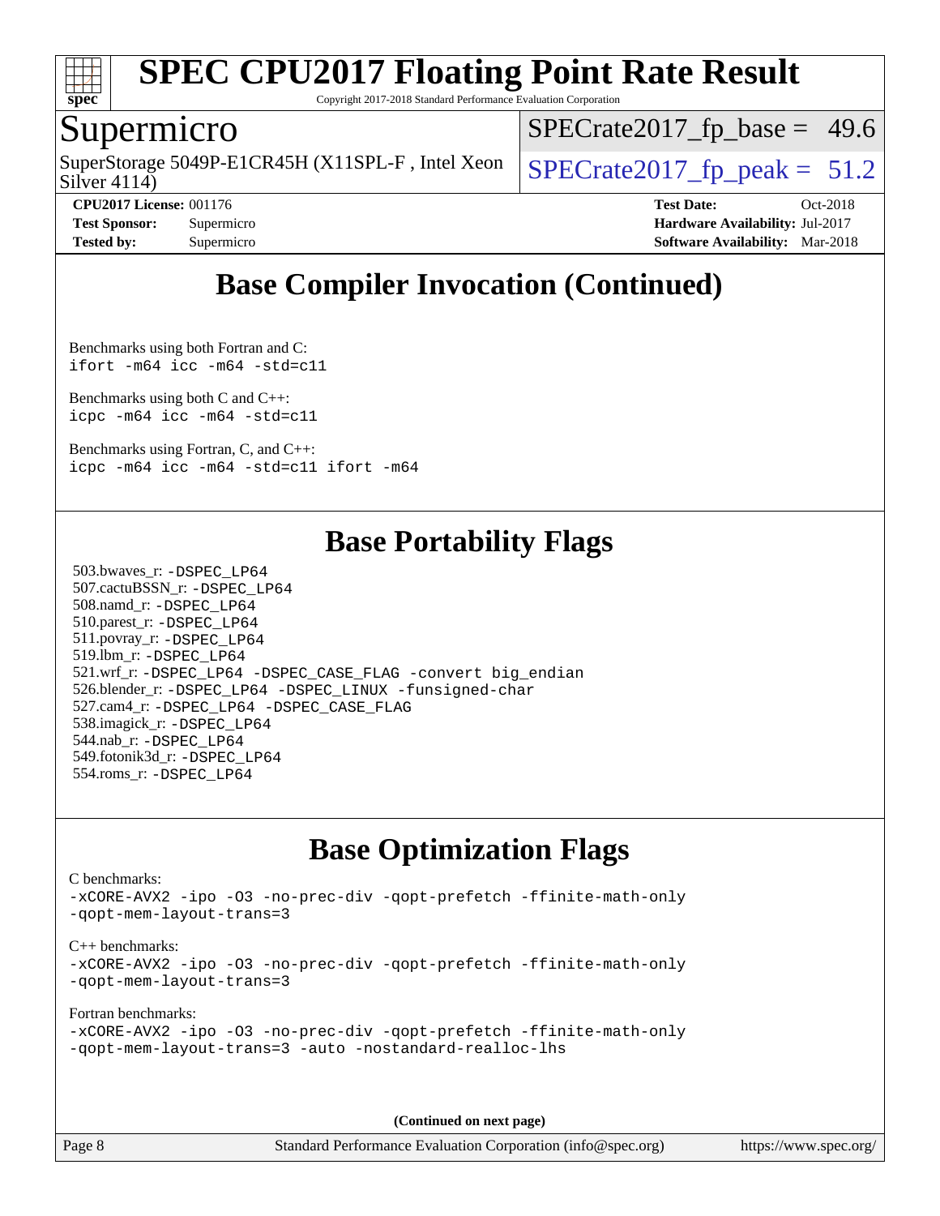# Base Compiler Invocation (Continued)

Benchmarks using both Fortran and C:
```
ifort -m64 icc -m64 -std=c11
```

Benchmarks using both C and C++:
```
icpc -m64 icc -m64 -std=c11
```

Benchmarks using Fortran, C, and C++:
```
icpc -m64 icc -m64 -std=c11 ifort -m64
```

# Base Portability Flags

503.bwaves_r: -DSPEC_LP64
507.cactuBSSN_r: -DSPEC_LP64
508.namd_r: -DSPEC_LP64
510.parest_r: -DSPEC_LP64
511.povray_r: -DSPEC_LP64
519.lbm_r: -DSPEC_LP64
521.wrf_r: -DSPEC_LP64 -DSPEC_CASE_FLAG -convert big_endian
526.blender_r: -DSPEC_LP64 -DSPEC_LINUX -funsigned-char
527.cam4_r: -DSPEC_LP64 -DSPEC_CASE_FLAG
538.imagick_r: -DSPEC_LP64
544.nab_r: -DSPEC_LP64
549.fotonik3d_r: -DSPEC_LP64
554.roms_r: -DSPEC_LP64

# Base Optimization Flags

C benchmarks:
```
-xCORE-AVX2 -ipo -O3 -no-prec-div -qopt-prefetch -ffinite-math-only
-qopt-mem-layout-trans=3
```

C++ benchmarks:
```
-xCORE-AVX2 -ipo -O3 -no-prec-div -qopt-prefetch -ffinite-math-only
-qopt-mem-layout-trans=3
```

Fortran benchmarks:
```
-xCORE-AVX2 -ipo -O3 -no-prec-div -qopt-prefetch -ffinite-math-only
-qopt-mem-layout-trans=3 -auto -nostandard-realloc-lhs
```

(Continued on next page)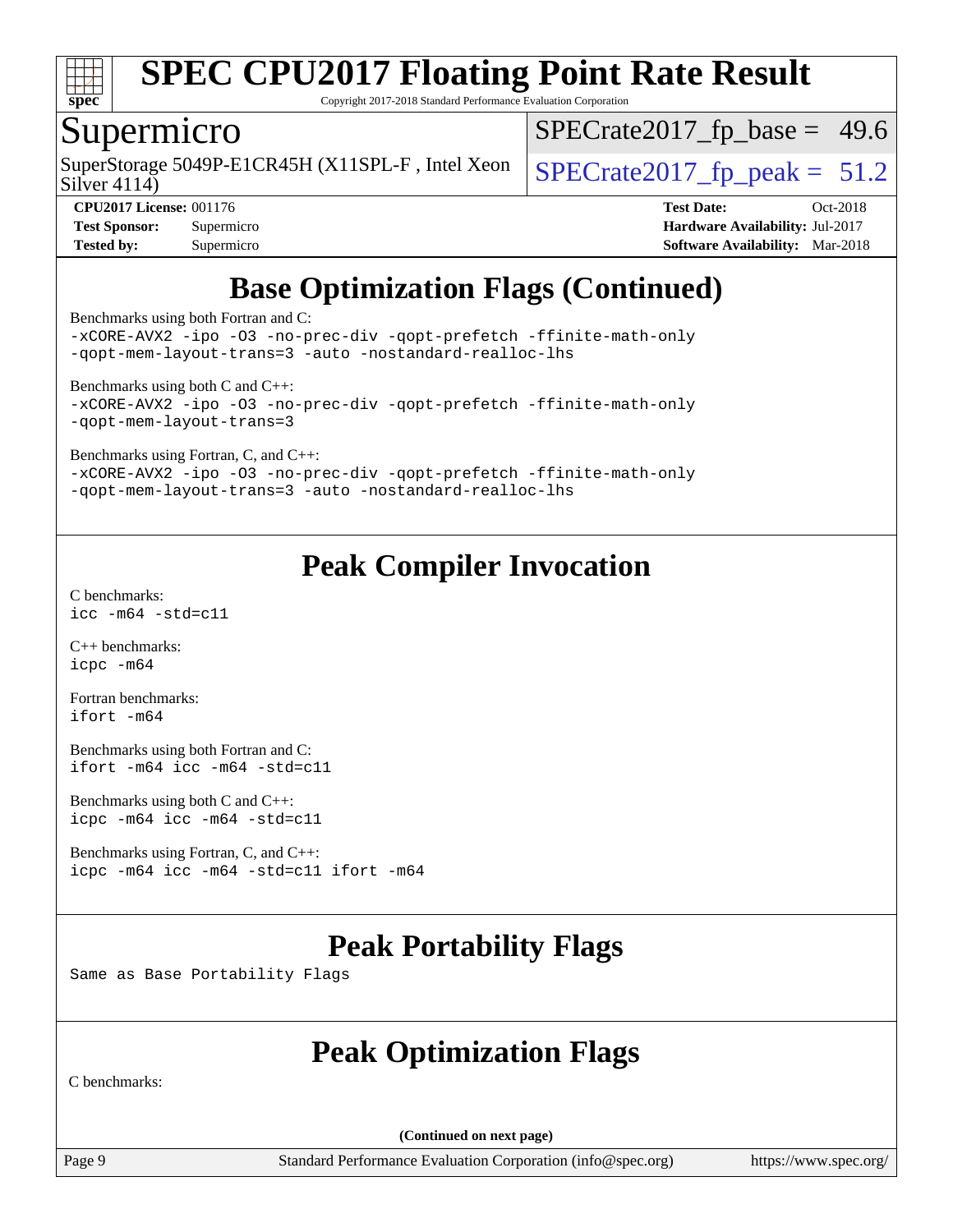# Base Optimization Flags (Continued)

Benchmarks using both Fortran and C:

```
-xCORE-AVX2 -ipo -O3 -no-prec-div -qopt-prefetch -ffinite-math-only
-qopt-mem-layout-trans=3 -auto -nostandard-realloc-lhs
```

Benchmarks using both C and C++:

```
-xCORE-AVX2 -ipo -O3 -no-prec-div -qopt-prefetch -ffinite-math-only
-qopt-mem-layout-trans=3
```

Benchmarks using Fortran, C, and C++:

```
-xCORE-AVX2 -ipo -O3 -no-prec-div -qopt-prefetch -ffinite-math-only
-qopt-mem-layout-trans=3 -auto -nostandard-realloc-lhs
```

# Peak Compiler Invocation

C benchmarks:

```
icc -m64 -std=c11
```

C++ benchmarks:

```
icpc -m64
```

Fortran benchmarks:

```
ifort -m64
```

Benchmarks using both Fortran and C:

```
ifort -m64 icc -m64 -std=c11
```

Benchmarks using both C and C++:

```
icpc -m64 icc -m64 -std=c11
```

Benchmarks using Fortran, C, and C++:

```
icpc -m64 icc -m64 -std=c11 ifort -m64
```

# Peak Portability Flags

Same as Base Portability Flags

# Peak Optimization Flags

C benchmarks:

(Continued on next page)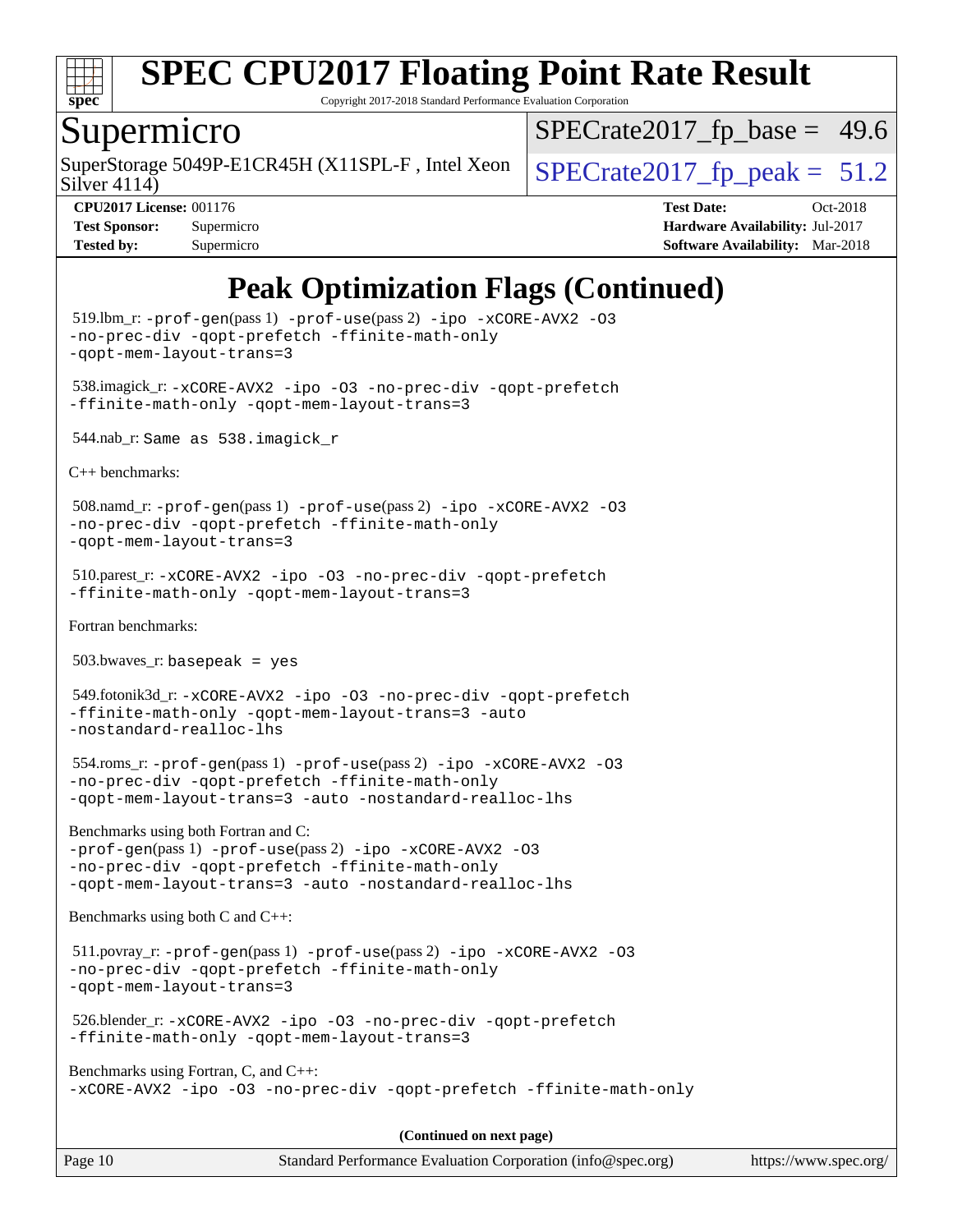# SPEC CPU2017 Floating Point Rate Result

Copyright 2017-2018 Standard Performance Evaluation Corporation

## Supermicro

SuperStorage 5049P-E1CR45H (X11SPL-F , Intel Xeon Silver 4114)

SPECrate2017_fp_base = 49.6

SPECrate2017_fp_peak = 51.2

**CPU2017 License:** 001176
**Test Sponsor:** Supermicro
**Tested by:** Supermicro

**Test Date:** Oct-2018
**Hardware Availability:** Jul-2017
**Software Availability:** Mar-2018

## Peak Optimization Flags (Continued)

519.lbm_r: -prof-gen(pass 1) -prof-use(pass 2) -ipo -xCORE-AVX2 -O3 -no-prec-div -qopt-prefetch -ffinite-math-only -qopt-mem-layout-trans=3

538.imagick_r: -xCORE-AVX2 -ipo -O3 -no-prec-div -qopt-prefetch -ffinite-math-only -qopt-mem-layout-trans=3

544.nab_r: Same as 538.imagick_r

C++ benchmarks:

508.namd_r: -prof-gen(pass 1) -prof-use(pass 2) -ipo -xCORE-AVX2 -O3 -no-prec-div -qopt-prefetch -ffinite-math-only -qopt-mem-layout-trans=3

510.parest_r: -xCORE-AVX2 -ipo -O3 -no-prec-div -qopt-prefetch -ffinite-math-only -qopt-mem-layout-trans=3

Fortran benchmarks:

503.bwaves_r: basepeak = yes

549.fotonik3d_r: -xCORE-AVX2 -ipo -O3 -no-prec-div -qopt-prefetch -ffinite-math-only -qopt-mem-layout-trans=3 -auto -nostandard-realloc-lhs

554.roms_r: -prof-gen(pass 1) -prof-use(pass 2) -ipo -xCORE-AVX2 -O3 -no-prec-div -qopt-prefetch -ffinite-math-only -qopt-mem-layout-trans=3 -auto -nostandard-realloc-lhs

Benchmarks using both Fortran and C:
-prof-gen(pass 1) -prof-use(pass 2) -ipo -xCORE-AVX2 -O3 -no-prec-div -qopt-prefetch -ffinite-math-only -qopt-mem-layout-trans=3 -auto -nostandard-realloc-lhs

Benchmarks using both C and C++:

511.povray_r: -prof-gen(pass 1) -prof-use(pass 2) -ipo -xCORE-AVX2 -O3 -no-prec-div -qopt-prefetch -ffinite-math-only -qopt-mem-layout-trans=3

526.blender_r: -xCORE-AVX2 -ipo -O3 -no-prec-div -qopt-prefetch -ffinite-math-only -qopt-mem-layout-trans=3

Benchmarks using Fortran, C, and C++:
-xCORE-AVX2 -ipo -O3 -no-prec-div -qopt-prefetch -ffinite-math-only

**(Continued on next page)**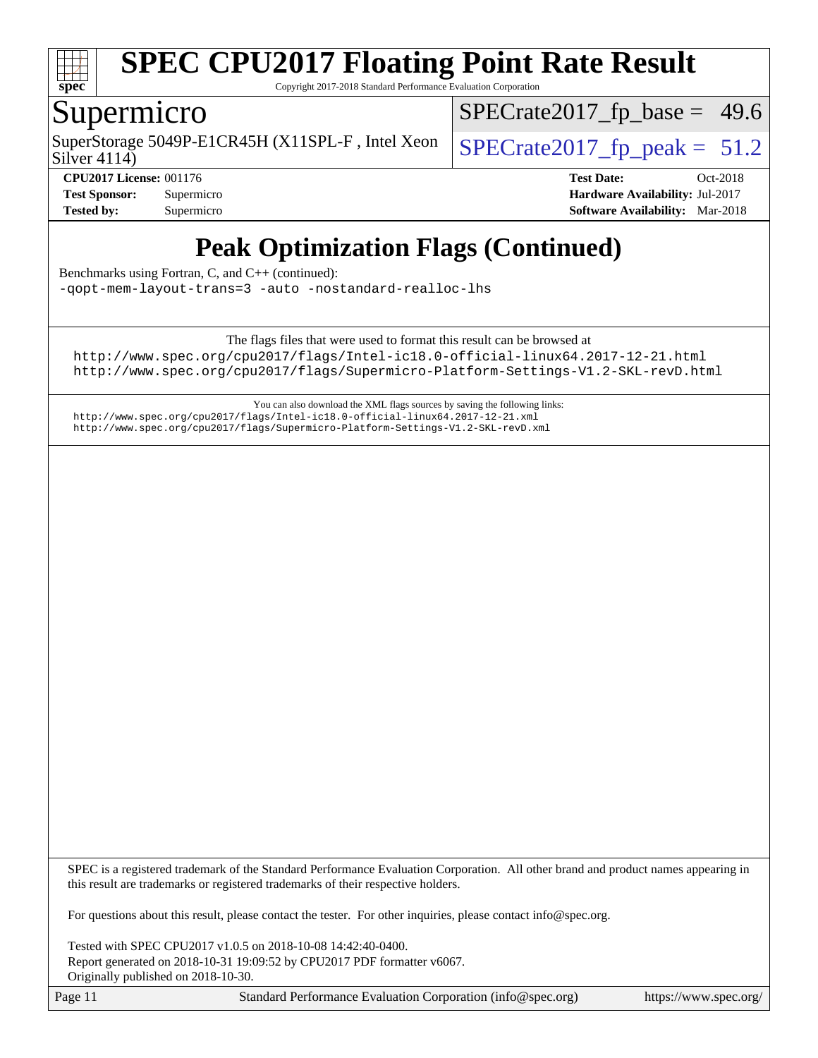# Peak Optimization Flags (Continued)

Benchmarks using Fortran, C, and C++ (continued):

```
-qopt-mem-layout-trans=3 -auto -nostandard-realloc-lhs
```

The flags files that were used to format this result can be browsed at

http://www.spec.org/cpu2017/flags/Intel-ic18.0-official-linux64.2017-12-21.html
http://www.spec.org/cpu2017/flags/Supermicro-Platform-Settings-V1.2-SKL-revD.html

You can also download the XML flags sources by saving the following links:

http://www.spec.org/cpu2017/flags/Intel-ic18.0-official-linux64.2017-12-21.xml
http://www.spec.org/cpu2017/flags/Supermicro-Platform-Settings-V1.2-SKL-revD.xml

SPEC is a registered trademark of the Standard Performance Evaluation Corporation. All other brand and product names appearing in this result are trademarks or registered trademarks of their respective holders.

For questions about this result, please contact the tester. For other inquiries, please contact info@spec.org.

Tested with SPEC CPU2017 v1.0.5 on 2018-10-08 14:42:40-0400.
Report generated on 2018-10-31 19:09:52 by CPU2017 PDF formatter v6067.
Originally published on 2018-10-30.